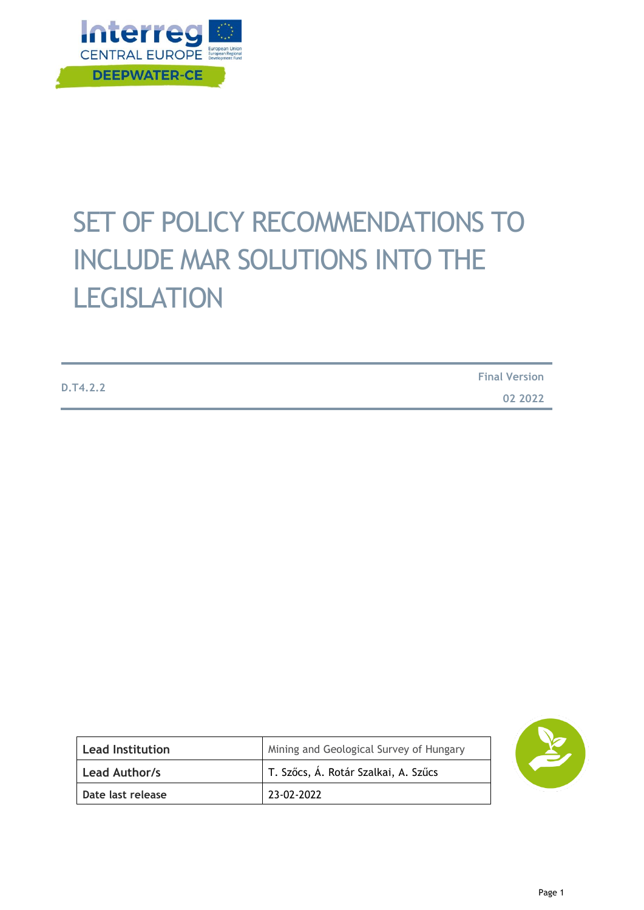# SET OF POLICY RECOMMENDATIONS TO INCLUDE MAR SOLUTIONS INTO THE LEGISLATION

**D.T4.2.2**

**Final Version**

**02 2022**

| **Lead Institution** | Mining and Geological Survey of Hungary |
| --- | --- |
| **Lead Author/s** | T. Szőcs, Á. Rotár Szalkai, A. Szűcs |
| **Date last release** | 23-02-2022 |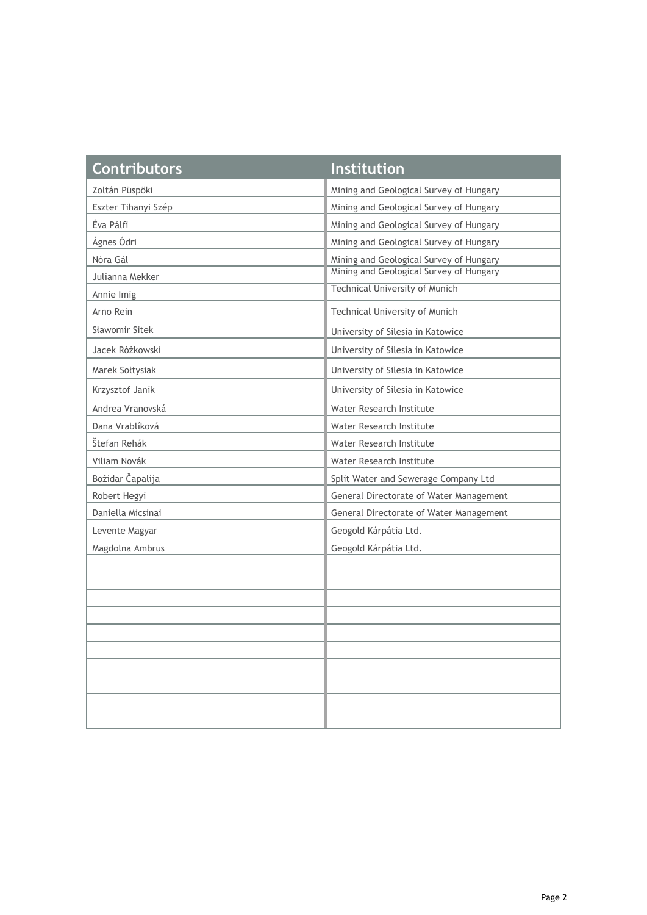| Contributors | Institution |
|---|---|
| Zoltán Püspöki | Mining and Geological Survey of Hungary |
| Eszter Tihanyi Szép | Mining and Geological Survey of Hungary |
| Éva Pálfi | Mining and Geological Survey of Hungary |
| Ágnes Ódri | Mining and Geological Survey of Hungary |
| Nóra Gál | Mining and Geological Survey of Hungary |
| Julianna Mekker | Mining and Geological Survey of Hungary |
| Annie Imig | Technical University of Munich |
| Arno Rein | Technical University of Munich |
| Sławomir Sitek | University of Silesia in Katowice |
| Jacek Różkowski | University of Silesia in Katowice |
| Marek Sołtysiak | University of Silesia in Katowice |
| Krzysztof Janik | University of Silesia in Katowice |
| Andrea Vranovská | Water Research Institute |
| Dana Vrablíková | Water Research Institute |
| Štefan Rehák | Water Research Institute |
| Viliam Novák | Water Research Institute |
| Božidar Čapalija | Split Water and Sewerage Company Ltd |
| Robert Hegyi | General Directorate of Water Management |
| Daniella Micsinai | General Directorate of Water Management |
| Levente Magyar | Geogold Kárpátia Ltd. |
| Magdolna Ambrus | Geogold Kárpátia Ltd. |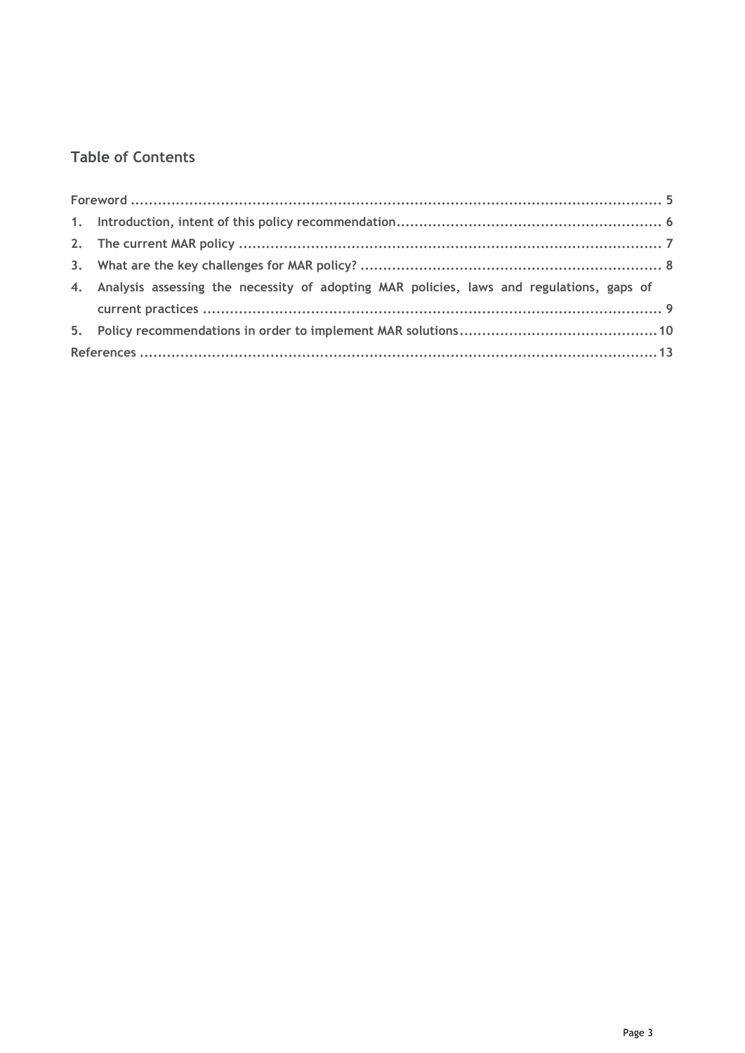## Table of Contents

Foreword ........................................................................................................ 5

1. Introduction, intent of this policy recommendation........................................................... 6
2. The current MAR policy ............................................................................................ 7
3. What are the key challenges for MAR policy? ................................................................. 8
4. Analysis assessing the necessity of adopting MAR policies, laws and regulations, gaps of current practices ..................................................................................................... 9
5. Policy recommendations in order to implement MAR solutions............................................10

References ....................................................................................................................13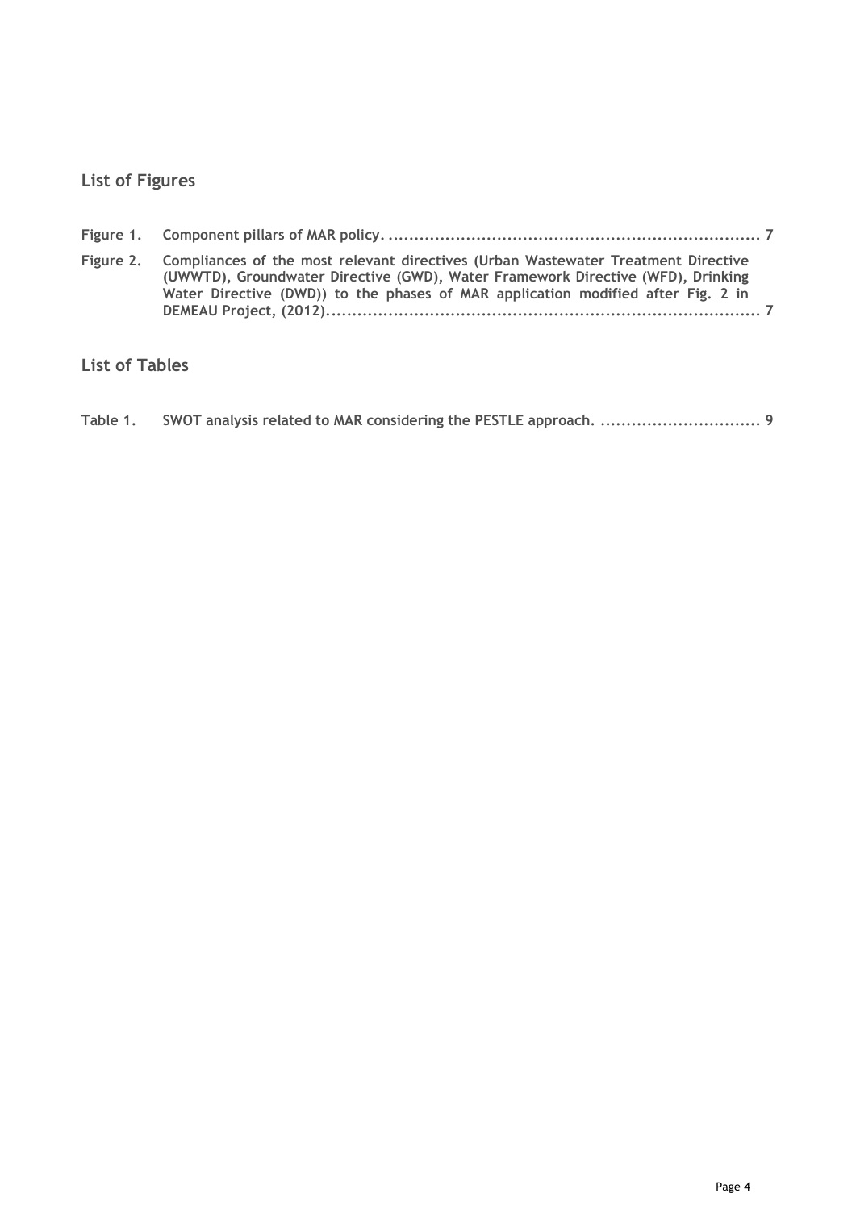## List of Figures

**Figure 1. Component pillars of MAR policy. .......................................................................... 7**

**Figure 2. Compliances of the most relevant directives (Urban Wastewater Treatment Directive (UWWTD), Groundwater Directive (GWD), Water Framework Directive (WFD), Drinking Water Directive (DWD)) to the phases of MAR application modified after Fig. 2 in DEMEAU Project, (2012)...................................................................................... 7**

## List of Tables

**Table 1. SWOT analysis related to MAR considering the PESTLE approach. ............................... 9**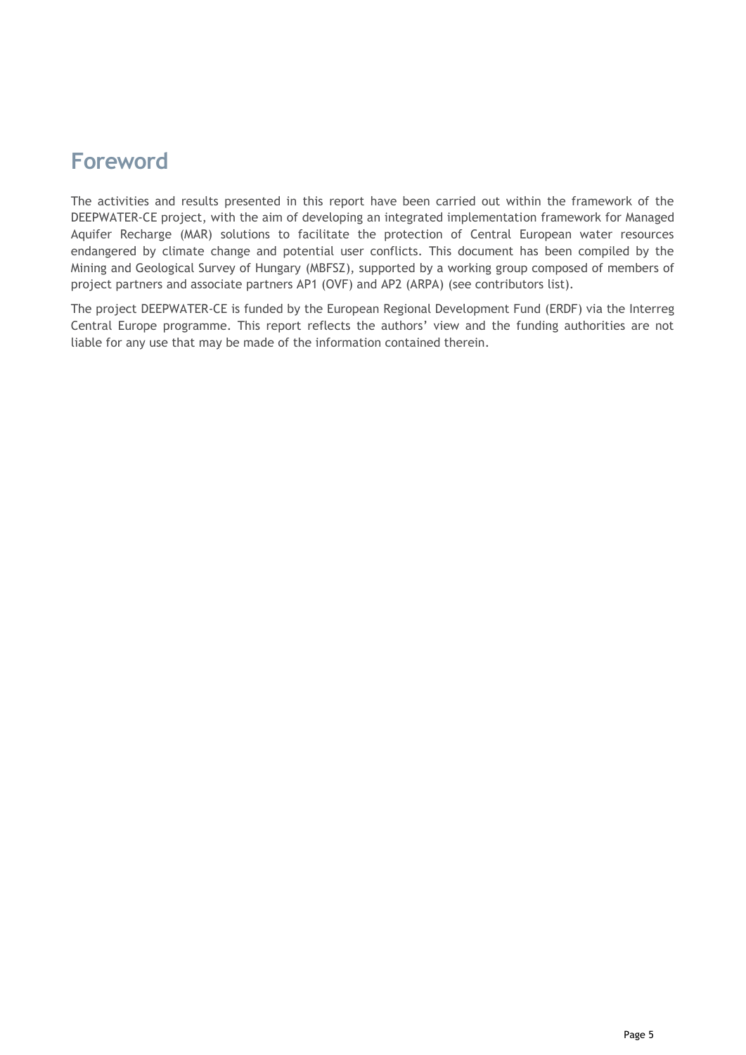# Foreword

The activities and results presented in this report have been carried out within the framework of the DEEPWATER-CE project, with the aim of developing an integrated implementation framework for Managed Aquifer Recharge (MAR) solutions to facilitate the protection of Central European water resources endangered by climate change and potential user conflicts. This document has been compiled by the Mining and Geological Survey of Hungary (MBFSZ), supported by a working group composed of members of project partners and associate partners AP1 (OVF) and AP2 (ARPA) (see contributors list).

The project DEEPWATER-CE is funded by the European Regional Development Fund (ERDF) via the Interreg Central Europe programme. This report reflects the authors' view and the funding authorities are not liable for any use that may be made of the information contained therein.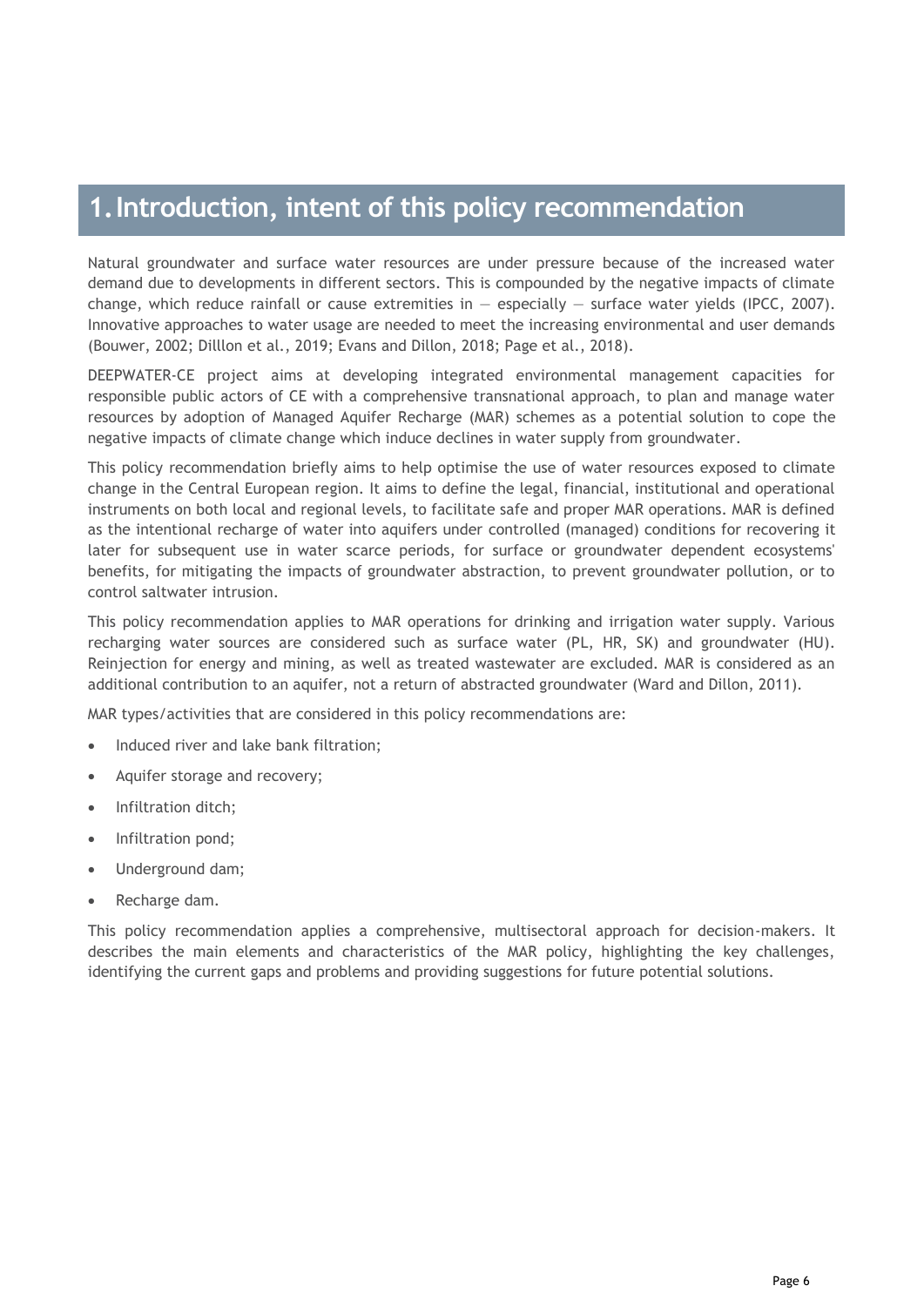# 1. Introduction, intent of this policy recommendation

Natural groundwater and surface water resources are under pressure because of the increased water demand due to developments in different sectors. This is compounded by the negative impacts of climate change, which reduce rainfall or cause extremities in — especially — surface water yields (IPCC, 2007). Innovative approaches to water usage are needed to meet the increasing environmental and user demands (Bouwer, 2002; Dilllon et al., 2019; Evans and Dillon, 2018; Page et al., 2018).

DEEPWATER-CE project aims at developing integrated environmental management capacities for responsible public actors of CE with a comprehensive transnational approach, to plan and manage water resources by adoption of Managed Aquifer Recharge (MAR) schemes as a potential solution to cope the negative impacts of climate change which induce declines in water supply from groundwater.

This policy recommendation briefly aims to help optimise the use of water resources exposed to climate change in the Central European region. It aims to define the legal, financial, institutional and operational instruments on both local and regional levels, to facilitate safe and proper MAR operations. MAR is defined as the intentional recharge of water into aquifers under controlled (managed) conditions for recovering it later for subsequent use in water scarce periods, for surface or groundwater dependent ecosystems' benefits, for mitigating the impacts of groundwater abstraction, to prevent groundwater pollution, or to control saltwater intrusion.

This policy recommendation applies to MAR operations for drinking and irrigation water supply. Various recharging water sources are considered such as surface water (PL, HR, SK) and groundwater (HU). Reinjection for energy and mining, as well as treated wastewater are excluded. MAR is considered as an additional contribution to an aquifer, not a return of abstracted groundwater (Ward and Dillon, 2011).

MAR types/activities that are considered in this policy recommendations are:

- Induced river and lake bank filtration;
- Aquifer storage and recovery;
- Infiltration ditch;
- Infiltration pond;
- Underground dam;
- Recharge dam.

This policy recommendation applies a comprehensive, multisectoral approach for decision-makers. It describes the main elements and characteristics of the MAR policy, highlighting the key challenges, identifying the current gaps and problems and providing suggestions for future potential solutions.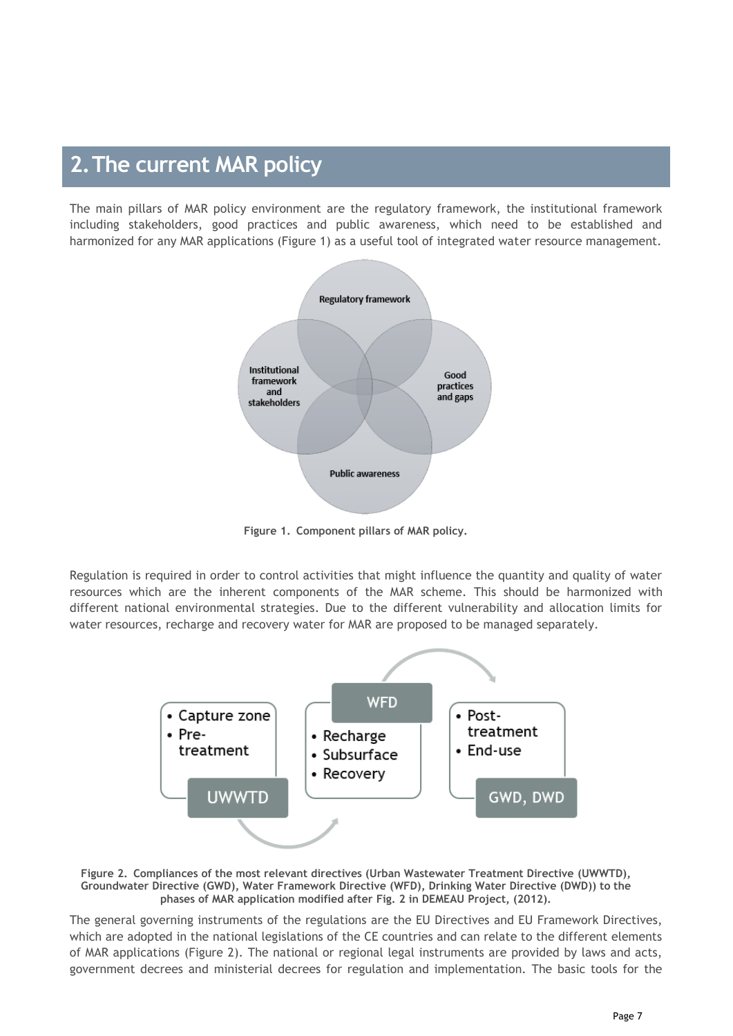# 2. The current MAR policy

The main pillars of MAR policy environment are the regulatory framework, the institutional framework including stakeholders, good practices and public awareness, which need to be established and harmonized for any MAR applications (Figure 1) as a useful tool of integrated water resource management.

**Figure 1. Component pillars of MAR policy.**

Regulation is required in order to control activities that might influence the quantity and quality of water resources which are the inherent components of the MAR scheme. This should be harmonized with different national environmental strategies. Due to the different vulnerability and allocation limits for water resources, recharge and recovery water for MAR are proposed to be managed separately.

**Figure 2. Compliances of the most relevant directives (Urban Wastewater Treatment Directive (UWWTD), Groundwater Directive (GWD), Water Framework Directive (WFD), Drinking Water Directive (DWD)) to the phases of MAR application modified after Fig. 2 in DEMEAU Project, (2012).**

The general governing instruments of the regulations are the EU Directives and EU Framework Directives, which are adopted in the national legislations of the CE countries and can relate to the different elements of MAR applications (Figure 2). The national or regional legal instruments are provided by laws and acts, government decrees and ministerial decrees for regulation and implementation. The basic tools for the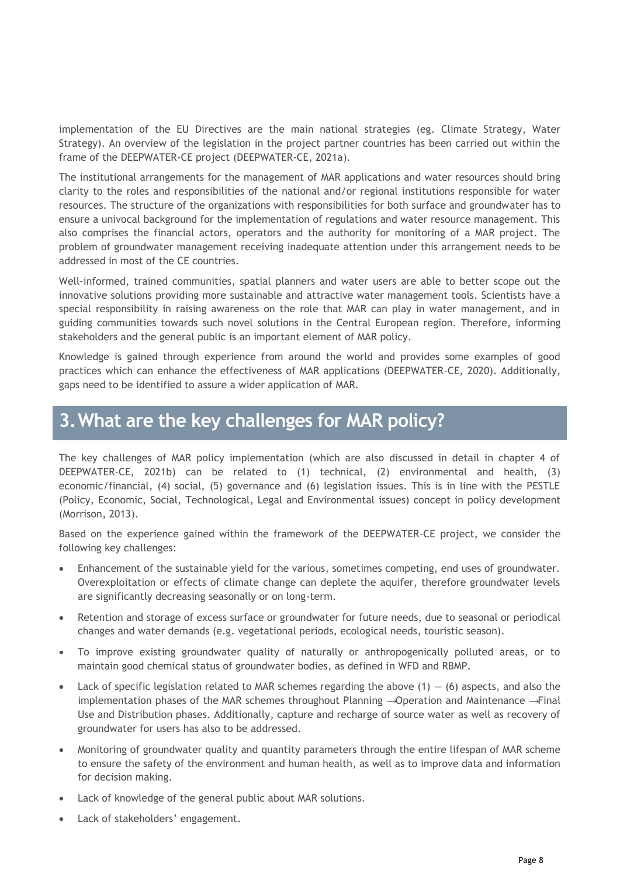implementation of the EU Directives are the main national strategies (eg. Climate Strategy, Water Strategy). An overview of the legislation in the project partner countries has been carried out within the frame of the DEEPWATER-CE project (DEEPWATER-CE, 2021a).

The institutional arrangements for the management of MAR applications and water resources should bring clarity to the roles and responsibilities of the national and/or regional institutions responsible for water resources. The structure of the organizations with responsibilities for both surface and groundwater has to ensure a univocal background for the implementation of regulations and water resource management. This also comprises the financial actors, operators and the authority for monitoring of a MAR project. The problem of groundwater management receiving inadequate attention under this arrangement needs to be addressed in most of the CE countries.

Well-informed, trained communities, spatial planners and water users are able to better scope out the innovative solutions providing more sustainable and attractive water management tools. Scientists have a special responsibility in raising awareness on the role that MAR can play in water management, and in guiding communities towards such novel solutions in the Central European region. Therefore, informing stakeholders and the general public is an important element of MAR policy.

Knowledge is gained through experience from around the world and provides some examples of good practices which can enhance the effectiveness of MAR applications (DEEPWATER-CE, 2020). Additionally, gaps need to be identified to assure a wider application of MAR.

# 3. What are the key challenges for MAR policy?

The key challenges of MAR policy implementation (which are also discussed in detail in chapter 4 of DEEPWATER-CE, 2021b) can be related to (1) technical, (2) environmental and health, (3) economic/financial, (4) social, (5) governance and (6) legislation issues. This is in line with the PESTLE (Policy, Economic, Social, Technological, Legal and Environmental issues) concept in policy development (Morrison, 2013).

Based on the experience gained within the framework of the DEEPWATER-CE project, we consider the following key challenges:

- Enhancement of the sustainable yield for the various, sometimes competing, end uses of groundwater. Overexploitation or effects of climate change can deplete the aquifer, therefore groundwater levels are significantly decreasing seasonally or on long-term.
- Retention and storage of excess surface or groundwater for future needs, due to seasonal or periodical changes and water demands (e.g. vegetational periods, ecological needs, touristic season).
- To improve existing groundwater quality of naturally or anthropogenically polluted areas, or to maintain good chemical status of groundwater bodies, as defined in WFD and RBMP.
- Lack of specific legislation related to MAR schemes regarding the above (1) – (6) aspects, and also the implementation phases of the MAR schemes throughout Planning →Operation and Maintenance →Final Use and Distribution phases. Additionally, capture and recharge of source water as well as recovery of groundwater for users has also to be addressed.
- Monitoring of groundwater quality and quantity parameters through the entire lifespan of MAR scheme to ensure the safety of the environment and human health, as well as to improve data and information for decision making.
- Lack of knowledge of the general public about MAR solutions.
- Lack of stakeholders' engagement.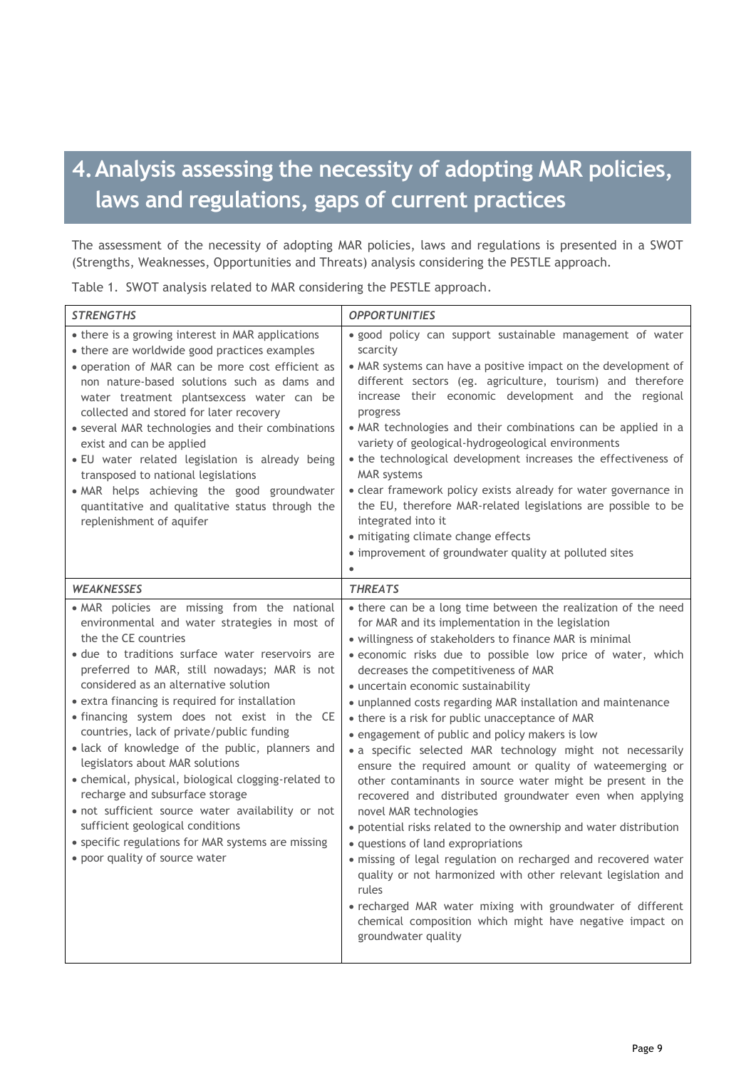# 4. Analysis assessing the necessity of adopting MAR policies, laws and regulations, gaps of current practices

The assessment of the necessity of adopting MAR policies, laws and regulations is presented in a SWOT (Strengths, Weaknesses, Opportunities and Threats) analysis considering the PESTLE approach.

Table 1. SWOT analysis related to MAR considering the PESTLE approach.

| *STRENGTHS* | *OPPORTUNITIES* |
|---|---|
| • there is a growing interest in MAR applications<br>• there are worldwide good practices examples<br>• operation of MAR can be more cost efficient as non nature-based solutions such as dams and water treatment plantsexcess water can be collected and stored for later recovery<br>• several MAR technologies and their combinations exist and can be applied<br>• EU water related legislation is already being transposed to national legislations<br>• MAR helps achieving the good groundwater quantitative and qualitative status through the replenishment of aquifer | • good policy can support sustainable management of water scarcity<br>• MAR systems can have a positive impact on the development of different sectors (eg. agriculture, tourism) and therefore increase their economic development and the regional progress<br>• MAR technologies and their combinations can be applied in a variety of geological-hydrogeological environments<br>• the technological development increases the effectiveness of MAR systems<br>• clear framework policy exists already for water governance in the EU, therefore MAR-related legislations are possible to be integrated into it<br>• mitigating climate change effects<br>• improvement of groundwater quality at polluted sites<br>• |
| *WEAKNESSES* | *THREATS* |
| • MAR policies are missing from the national environmental and water strategies in most of the the CE countries<br>• due to traditions surface water reservoirs are preferred to MAR, still nowadays; MAR is not considered as an alternative solution<br>• extra financing is required for installation<br>• financing system does not exist in the CE countries, lack of private/public funding<br>• lack of knowledge of the public, planners and legislators about MAR solutions<br>• chemical, physical, biological clogging-related to recharge and subsurface storage<br>• not sufficient source water availability or not sufficient geological conditions<br>• specific regulations for MAR systems are missing<br>• poor quality of source water | • there can be a long time between the realization of the need for MAR and its implementation in the legislation<br>• willingness of stakeholders to finance MAR is minimal<br>• economic risks due to possible low price of water, which decreases the competitiveness of MAR<br>• uncertain economic sustainability<br>• unplanned costs regarding MAR installation and maintenance<br>• there is a risk for public unacceptance of MAR<br>• engagement of public and policy makers is low<br>• a specific selected MAR technology might not necessarily ensure the required amount or quality of wateemerging or other contaminants in source water might be present in the recovered and distributed groundwater even when applying novel MAR technologies<br>• potential risks related to the ownership and water distribution<br>• questions of land expropriations<br>• missing of legal regulation on recharged and recovered water quality or not harmonized with other relevant legislation and rules<br>• recharged MAR water mixing with groundwater of different chemical composition which might have negative impact on groundwater quality |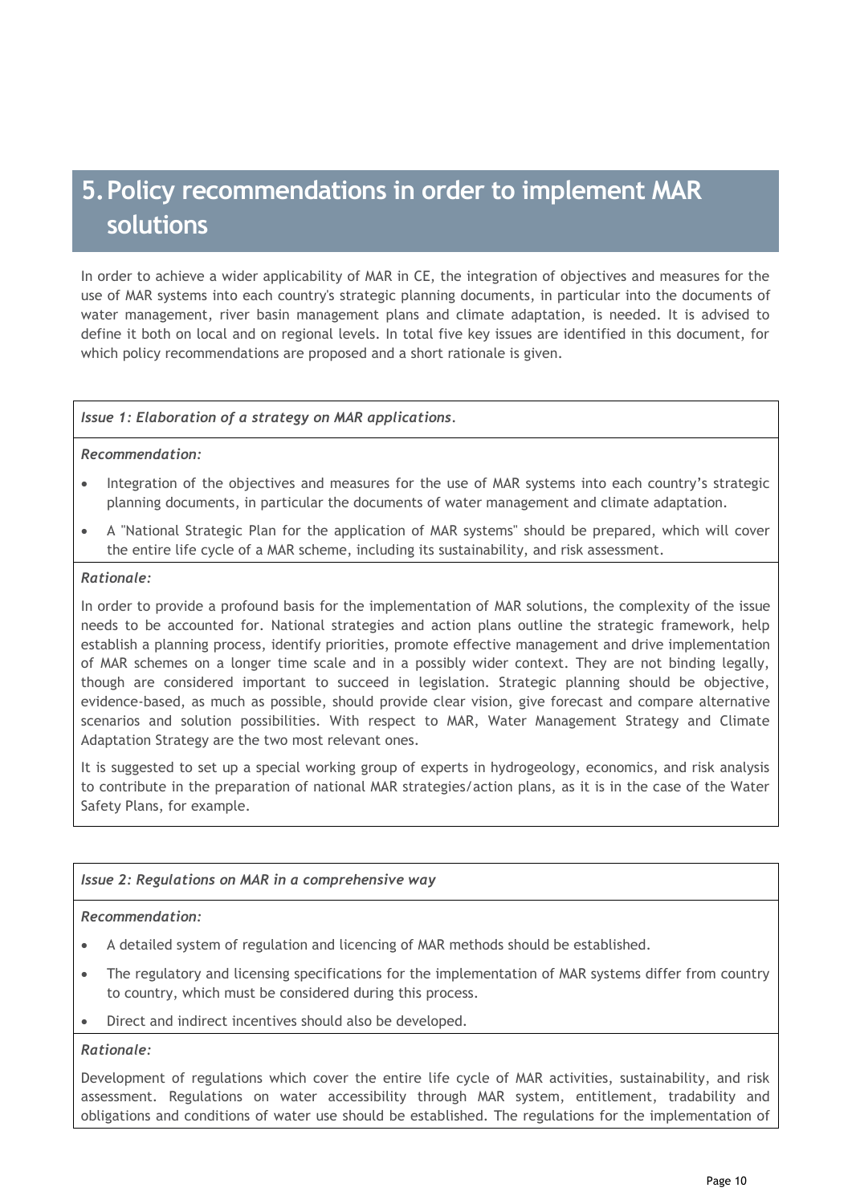# 5. Policy recommendations in order to implement MAR solutions

In order to achieve a wider applicability of MAR in CE, the integration of objectives and measures for the use of MAR systems into each country's strategic planning documents, in particular into the documents of water management, river basin management plans and climate adaptation, is needed. It is advised to define it both on local and on regional levels. In total five key issues are identified in this document, for which policy recommendations are proposed and a short rationale is given.

*Issue 1: Elaboration of a strategy on MAR applications.*

*Recommendation:*

- Integration of the objectives and measures for the use of MAR systems into each country's strategic planning documents, in particular the documents of water management and climate adaptation.
- A "National Strategic Plan for the application of MAR systems" should be prepared, which will cover the entire life cycle of a MAR scheme, including its sustainability, and risk assessment.

*Rationale:*

In order to provide a profound basis for the implementation of MAR solutions, the complexity of the issue needs to be accounted for. National strategies and action plans outline the strategic framework, help establish a planning process, identify priorities, promote effective management and drive implementation of MAR schemes on a longer time scale and in a possibly wider context. They are not binding legally, though are considered important to succeed in legislation. Strategic planning should be objective, evidence-based, as much as possible, should provide clear vision, give forecast and compare alternative scenarios and solution possibilities. With respect to MAR, Water Management Strategy and Climate Adaptation Strategy are the two most relevant ones.

It is suggested to set up a special working group of experts in hydrogeology, economics, and risk analysis to contribute in the preparation of national MAR strategies/action plans, as it is in the case of the Water Safety Plans, for example.

*Issue 2: Regulations on MAR in a comprehensive way*

*Recommendation:*

- A detailed system of regulation and licencing of MAR methods should be established.
- The regulatory and licensing specifications for the implementation of MAR systems differ from country to country, which must be considered during this process.
- Direct and indirect incentives should also be developed.

*Rationale:*

Development of regulations which cover the entire life cycle of MAR activities, sustainability, and risk assessment. Regulations on water accessibility through MAR system, entitlement, tradability and obligations and conditions of water use should be established. The regulations for the implementation of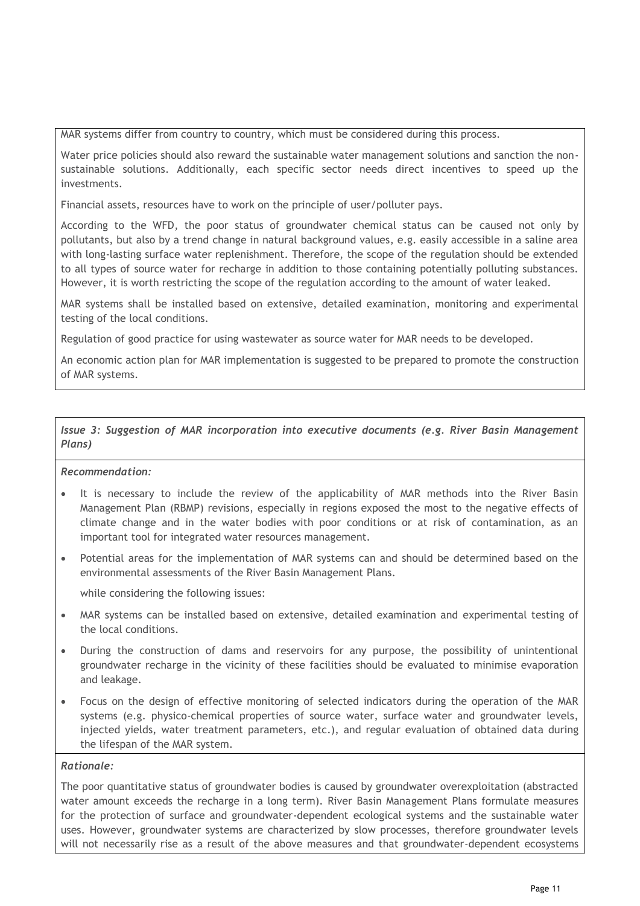MAR systems differ from country to country, which must be considered during this process.

Water price policies should also reward the sustainable water management solutions and sanction the non-sustainable solutions. Additionally, each specific sector needs direct incentives to speed up the investments.

Financial assets, resources have to work on the principle of user/polluter pays.

According to the WFD, the poor status of groundwater chemical status can be caused not only by pollutants, but also by a trend change in natural background values, e.g. easily accessible in a saline area with long-lasting surface water replenishment. Therefore, the scope of the regulation should be extended to all types of source water for recharge in addition to those containing potentially polluting substances. However, it is worth restricting the scope of the regulation according to the amount of water leaked.

MAR systems shall be installed based on extensive, detailed examination, monitoring and experimental testing of the local conditions.

Regulation of good practice for using wastewater as source water for MAR needs to be developed.

An economic action plan for MAR implementation is suggested to be prepared to promote the construction of MAR systems.

***Issue 3: Suggestion of MAR incorporation into executive documents (e.g. River Basin Management Plans)***

***Recommendation:***

- It is necessary to include the review of the applicability of MAR methods into the River Basin Management Plan (RBMP) revisions, especially in regions exposed the most to the negative effects of climate change and in the water bodies with poor conditions or at risk of contamination, as an important tool for integrated water resources management.
- Potential areas for the implementation of MAR systems can and should be determined based on the environmental assessments of the River Basin Management Plans.

  while considering the following issues:

- MAR systems can be installed based on extensive, detailed examination and experimental testing of the local conditions.
- During the construction of dams and reservoirs for any purpose, the possibility of unintentional groundwater recharge in the vicinity of these facilities should be evaluated to minimise evaporation and leakage.
- Focus on the design of effective monitoring of selected indicators during the operation of the MAR systems (e.g. physico-chemical properties of source water, surface water and groundwater levels, injected yields, water treatment parameters, etc.), and regular evaluation of obtained data during the lifespan of the MAR system.

***Rationale:***

The poor quantitative status of groundwater bodies is caused by groundwater overexploitation (abstracted water amount exceeds the recharge in a long term). River Basin Management Plans formulate measures for the protection of surface and groundwater-dependent ecological systems and the sustainable water uses. However, groundwater systems are characterized by slow processes, therefore groundwater levels will not necessarily rise as a result of the above measures and that groundwater-dependent ecosystems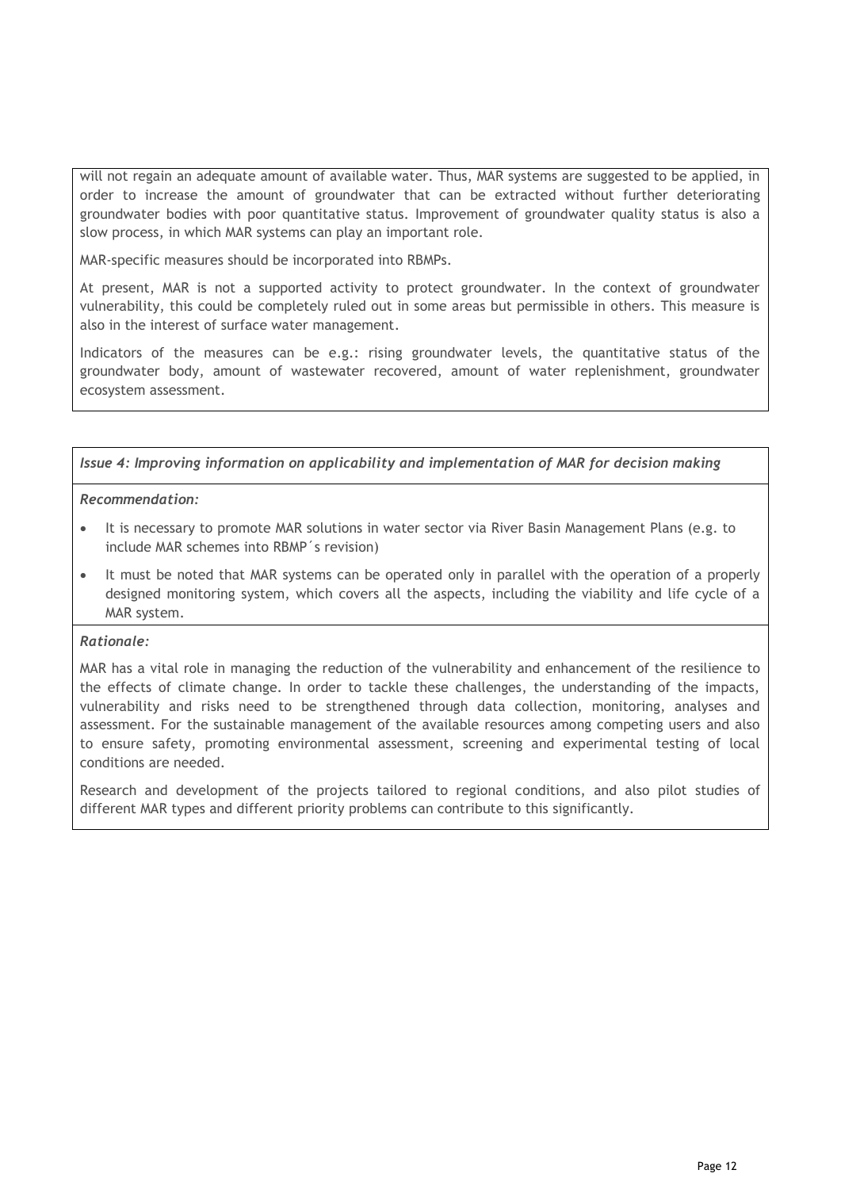will not regain an adequate amount of available water. Thus, MAR systems are suggested to be applied, in order to increase the amount of groundwater that can be extracted without further deteriorating groundwater bodies with poor quantitative status. Improvement of groundwater quality status is also a slow process, in which MAR systems can play an important role.

MAR-specific measures should be incorporated into RBMPs.

At present, MAR is not a supported activity to protect groundwater. In the context of groundwater vulnerability, this could be completely ruled out in some areas but permissible in others. This measure is also in the interest of surface water management.

Indicators of the measures can be e.g.: rising groundwater levels, the quantitative status of the groundwater body, amount of wastewater recovered, amount of water replenishment, groundwater ecosystem assessment.

***Issue 4: Improving information on applicability and implementation of MAR for decision making***

***Recommendation:***

- It is necessary to promote MAR solutions in water sector via River Basin Management Plans (e.g. to include MAR schemes into RBMP´s revision)
- It must be noted that MAR systems can be operated only in parallel with the operation of a properly designed monitoring system, which covers all the aspects, including the viability and life cycle of a MAR system.

***Rationale:***

MAR has a vital role in managing the reduction of the vulnerability and enhancement of the resilience to the effects of climate change. In order to tackle these challenges, the understanding of the impacts, vulnerability and risks need to be strengthened through data collection, monitoring, analyses and assessment. For the sustainable management of the available resources among competing users and also to ensure safety, promoting environmental assessment, screening and experimental testing of local conditions are needed.

Research and development of the projects tailored to regional conditions, and also pilot studies of different MAR types and different priority problems can contribute to this significantly.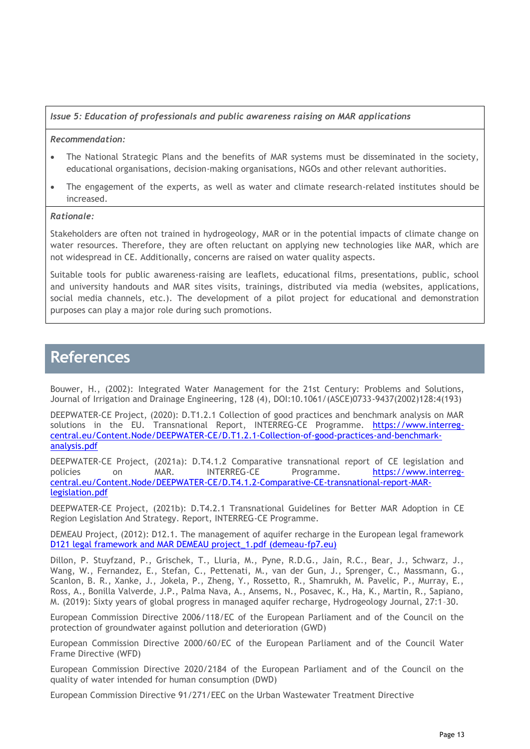*Issue 5: Education of professionals and public awareness raising on MAR applications*

*Recommendation:*

- The National Strategic Plans and the benefits of MAR systems must be disseminated in the society, educational organisations, decision-making organisations, NGOs and other relevant authorities.
- The engagement of the experts, as well as water and climate research-related institutes should be increased.

*Rationale:*

Stakeholders are often not trained in hydrogeology, MAR or in the potential impacts of climate change on water resources. Therefore, they are often reluctant on applying new technologies like MAR, which are not widespread in CE. Additionally, concerns are raised on water quality aspects.

Suitable tools for public awareness-raising are leaflets, educational films, presentations, public, school and university handouts and MAR sites visits, trainings, distributed via media (websites, applications, social media channels, etc.). The development of a pilot project for educational and demonstration purposes can play a major role during such promotions.

# References

Bouwer, H., (2002): Integrated Water Management for the 21st Century: Problems and Solutions, Journal of Irrigation and Drainage Engineering, 128 (4), DOI:10.1061/(ASCE)0733-9437(2002)128:4(193)

DEEPWATER-CE Project, (2020): D.T1.2.1 Collection of good practices and benchmark analysis on MAR solutions in the EU. Transnational Report, INTERREG-CE Programme. https://www.interreg-central.eu/Content.Node/DEEPWATER-CE/D.T1.2.1-Collection-of-good-practices-and-benchmark-analysis.pdf

DEEPWATER-CE Project, (2021a): D.T4.1.2 Comparative transnational report of CE legislation and policies on MAR. INTERREG-CE Programme. https://www.interreg-central.eu/Content.Node/DEEPWATER-CE/D.T4.1.2-Comparative-CE-transnational-report-MAR-legislation.pdf

DEEPWATER-CE Project, (2021b): D.T4.2.1 Transnational Guidelines for Better MAR Adoption in CE Region Legislation And Strategy. Report, INTERREG-CE Programme.

DEMEAU Project, (2012): D12.1. The management of aquifer recharge in the European legal framework D121 legal framework and MAR DEMEAU project_1.pdf (demeau-fp7.eu)

Dillon, P. Stuyfzand, P., Grischek, T., Lluria, M., Pyne, R.D.G., Jain, R.C., Bear, J., Schwarz, J., Wang, W., Fernandez, E., Stefan, C., Pettenati, M., van der Gun, J., Sprenger, C., Massmann, G., Scanlon, B. R., Xanke, J., Jokela, P., Zheng, Y., Rossetto, R., Shamrukh, M. Pavelic, P., Murray, E., Ross, A., Bonilla Valverde, J.P., Palma Nava, A., Ansems, N., Posavec, K., Ha, K., Martin, R., Sapiano, M. (2019): Sixty years of global progress in managed aquifer recharge, Hydrogeology Journal, 27:1–30.

European Commission Directive 2006/118/EC of the European Parliament and of the Council on the protection of groundwater against pollution and deterioration (GWD)

European Commission Directive 2000/60/EC of the European Parliament and of the Council Water Frame Directive (WFD)

European Commission Directive 2020/2184 of the European Parliament and of the Council on the quality of water intended for human consumption (DWD)

European Commission Directive 91/271/EEC on the Urban Wastewater Treatment Directive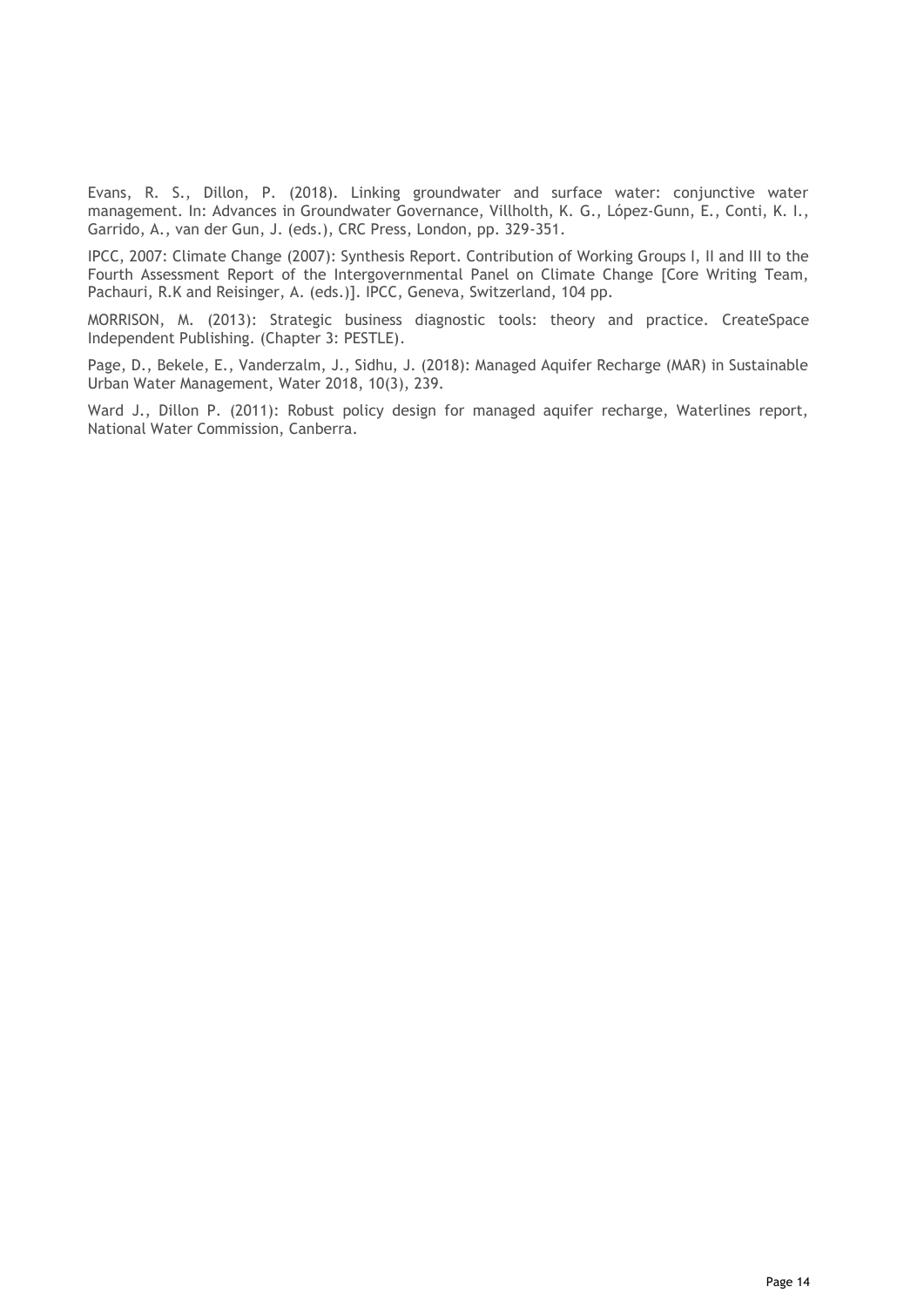Evans, R. S., Dillon, P. (2018). Linking groundwater and surface water: conjunctive water management. In: Advances in Groundwater Governance, Villholth, K. G., López-Gunn, E., Conti, K. I., Garrido, A., van der Gun, J. (eds.), CRC Press, London, pp. 329-351.

IPCC, 2007: Climate Change (2007): Synthesis Report. Contribution of Working Groups I, II and III to the Fourth Assessment Report of the Intergovernmental Panel on Climate Change [Core Writing Team, Pachauri, R.K and Reisinger, A. (eds.)]. IPCC, Geneva, Switzerland, 104 pp.

MORRISON, M. (2013): Strategic business diagnostic tools: theory and practice. CreateSpace Independent Publishing. (Chapter 3: PESTLE).

Page, D., Bekele, E., Vanderzalm, J., Sidhu, J. (2018): Managed Aquifer Recharge (MAR) in Sustainable Urban Water Management, Water 2018, 10(3), 239.

Ward J., Dillon P. (2011): Robust policy design for managed aquifer recharge, Waterlines report, National Water Commission, Canberra.